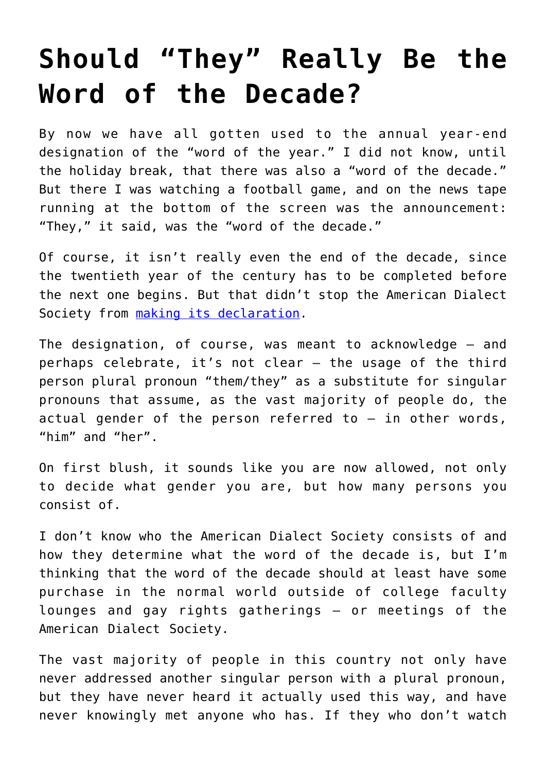# Should "They" Really Be the Word of the Decade?

By now we have all gotten used to the annual year-end designation of the "word of the year." I did not know, until the holiday break, that there was also a "word of the decade." But there I was watching a football game, and on the news tape running at the bottom of the screen was the announcement: "They," it said, was the "word of the decade."

Of course, it isn't really even the end of the decade, since the twentieth year of the century has to be completed before the next one begins. But that didn't stop the American Dialect Society from [making its declaration](making its declaration).

The designation, of course, was meant to acknowledge – and perhaps celebrate, it's not clear – the usage of the third person plural pronoun "them/they" as a substitute for singular pronouns that assume, as the vast majority of people do, the actual gender of the person referred to – in other words, "him" and "her".

On first blush, it sounds like you are now allowed, not only to decide what gender you are, but how many persons you consist of.

I don't know who the American Dialect Society consists of and how they determine what the word of the decade is, but I'm thinking that the word of the decade should at least have some purchase in the normal world outside of college faculty lounges and gay rights gatherings – or meetings of the American Dialect Society.

The vast majority of people in this country not only have never addressed another singular person with a plural pronoun, but they have never heard it actually used this way, and have never knowingly met anyone who has. If they who don't watch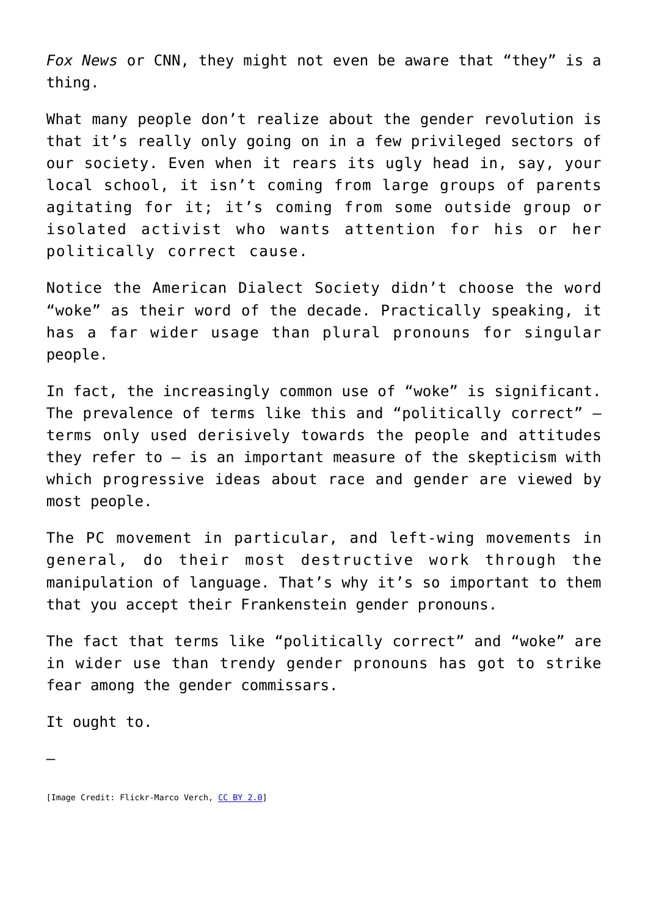*Fox News* or CNN, they might not even be aware that "they" is a thing.

What many people don't realize about the gender revolution is that it's really only going on in a few privileged sectors of our society. Even when it rears its ugly head in, say, your local school, it isn't coming from large groups of parents agitating for it; it's coming from some outside group or isolated activist who wants attention for his or her politically correct cause.

Notice the American Dialect Society didn't choose the word "woke" as their word of the decade. Practically speaking, it has a far wider usage than plural pronouns for singular people.

In fact, the increasingly common use of "woke" is significant. The prevalence of terms like this and "politically correct" – terms only used derisively towards the people and attitudes they refer to – is an important measure of the skepticism with which progressive ideas about race and gender are viewed by most people.

The PC movement in particular, and left-wing movements in general, do their most destructive work through the manipulation of language. That's why it's so important to them that you accept their Frankenstein gender pronouns.

The fact that terms like "politically correct" and "woke" are in wider use than trendy gender pronouns has got to strike fear among the gender commissars.

It ought to.

—

[Image Credit: Flickr-Marco Verch, CC BY 2.0]